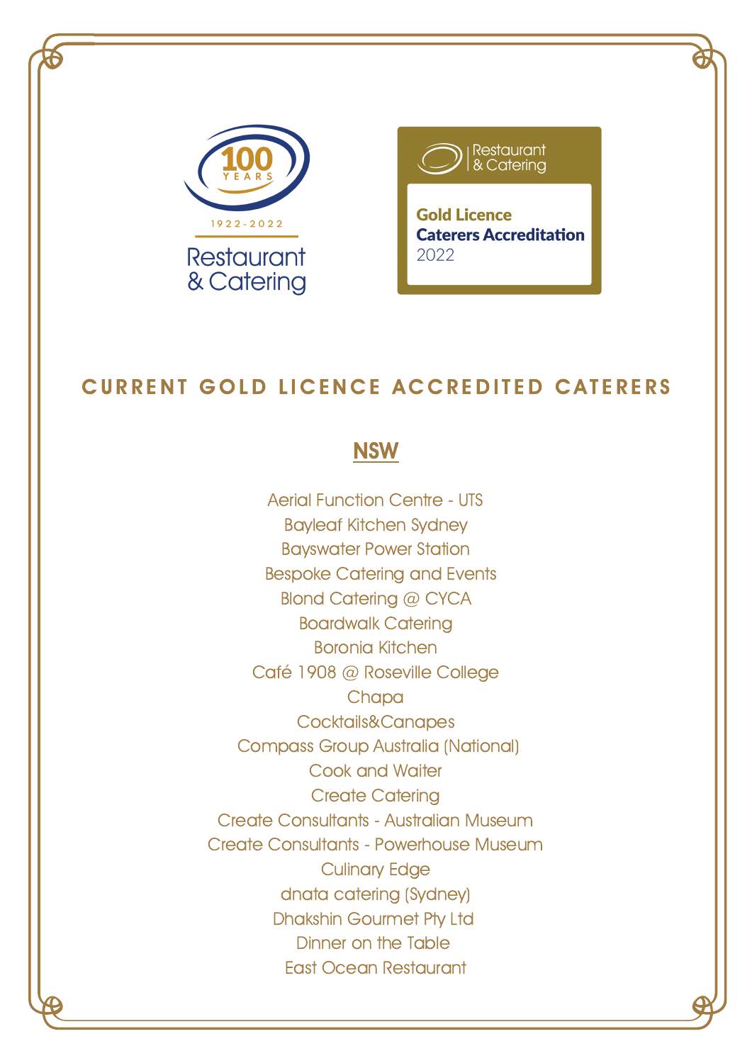100 YEARS 1922-2022 Restaurant & Catering

Restaurant & Catering

**Gold Licence Caterers Accreditation**
2022

# CURRENT GOLD LICENCE ACCREDITED CATERERS

## NSW

Aerial Function Centre - UTS
Bayleaf Kitchen Sydney
Bayswater Power Station
Bespoke Catering and Events
Blond Catering @ CYCA
Boardwalk Catering
Boronia Kitchen
Café 1908 @ Roseville College
Chapa
Cocktails&Canapes
Compass Group Australia (National)
Cook and Waiter
Create Catering
Create Consultants - Australian Museum
Create Consultants - Powerhouse Museum
Culinary Edge
dnata catering (Sydney)
Dhakshin Gourmet Pty Ltd
Dinner on the Table
East Ocean Restaurant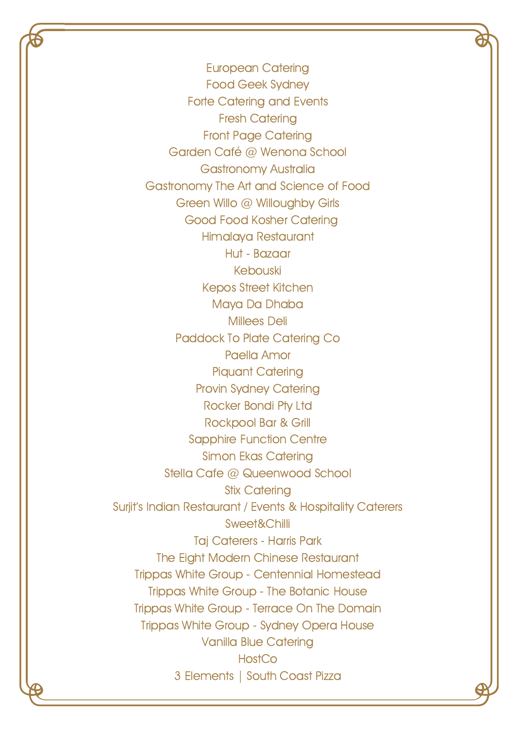European Catering
Food Geek Sydney
Forte Catering and Events
Fresh Catering
Front Page Catering
Garden Café @ Wenona School
Gastronomy Australia
Gastronomy The Art and Science of Food
Green Willo @ Willoughby Girls
Good Food Kosher Catering
Himalaya Restaurant
Hut - Bazaar
Kebouski
Kepos Street Kitchen
Maya Da Dhaba
Millees Deli
Paddock To Plate Catering Co
Paella Amor
Piquant Catering
Provin Sydney Catering
Rocker Bondi Pty Ltd
Rockpool Bar & Grill
Sapphire Function Centre
Simon Ekas Catering
Stella Cafe @ Queenwood School
Stix Catering
Surjit's Indian Restaurant / Events & Hospitality Caterers
Sweet&Chilli
Taj Caterers - Harris Park
The Eight Modern Chinese Restaurant
Trippas White Group - Centennial Homestead
Trippas White Group - The Botanic House
Trippas White Group - Terrace On The Domain
Trippas White Group - Sydney Opera House
Vanilla Blue Catering
HostCo
3 Elements | South Coast Pizza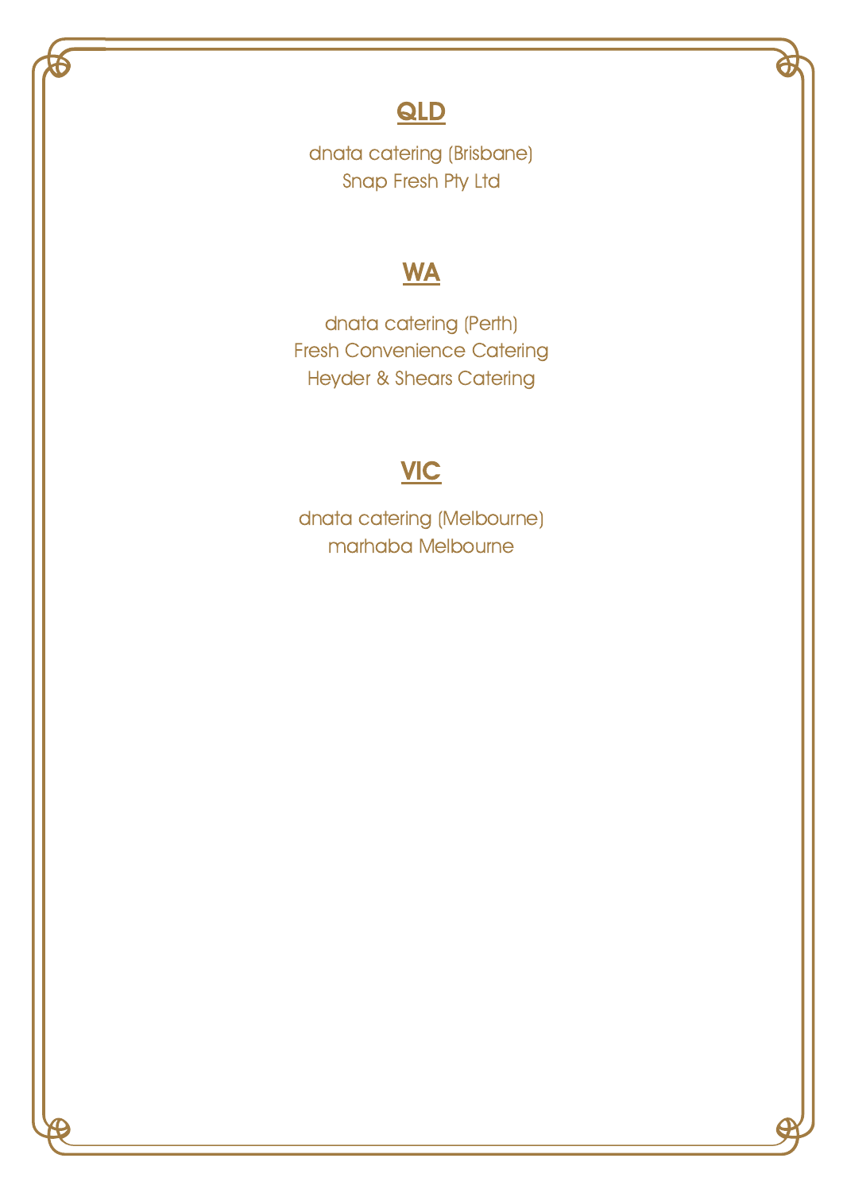## QLD

dnata catering (Brisbane)
Snap Fresh Pty Ltd

## WA

dnata catering (Perth)
Fresh Convenience Catering
Heyder & Shears Catering

## VIC

dnata catering (Melbourne)
marhaba Melbourne